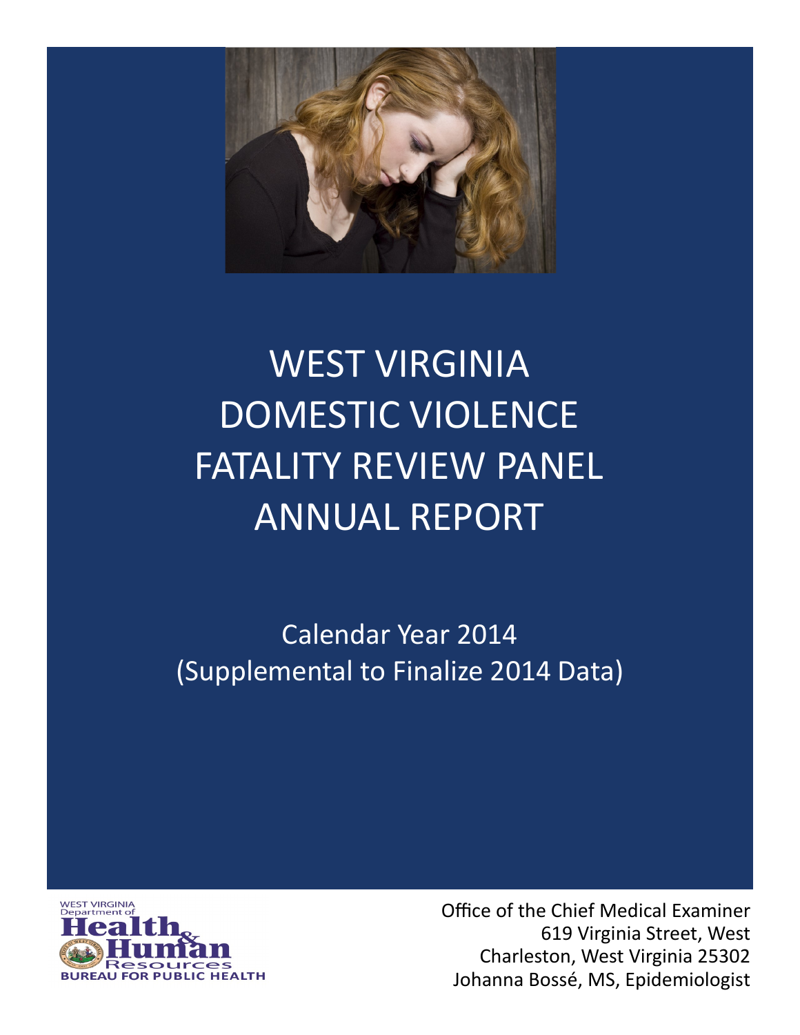# WEST VIRGINIA DOMESTIC VIOLENCE FATALITY REVIEW PANEL ANNUAL REPORT

Calendar Year 2014
(Supplemental to Finalize 2014 Data)

WEST VIRGINIA Department of Health & Human Resources
BUREAU FOR PUBLIC HEALTH

Office of the Chief Medical Examiner
619 Virginia Street, West
Charleston, West Virginia 25302
Johanna Bossé, MS, Epidemiologist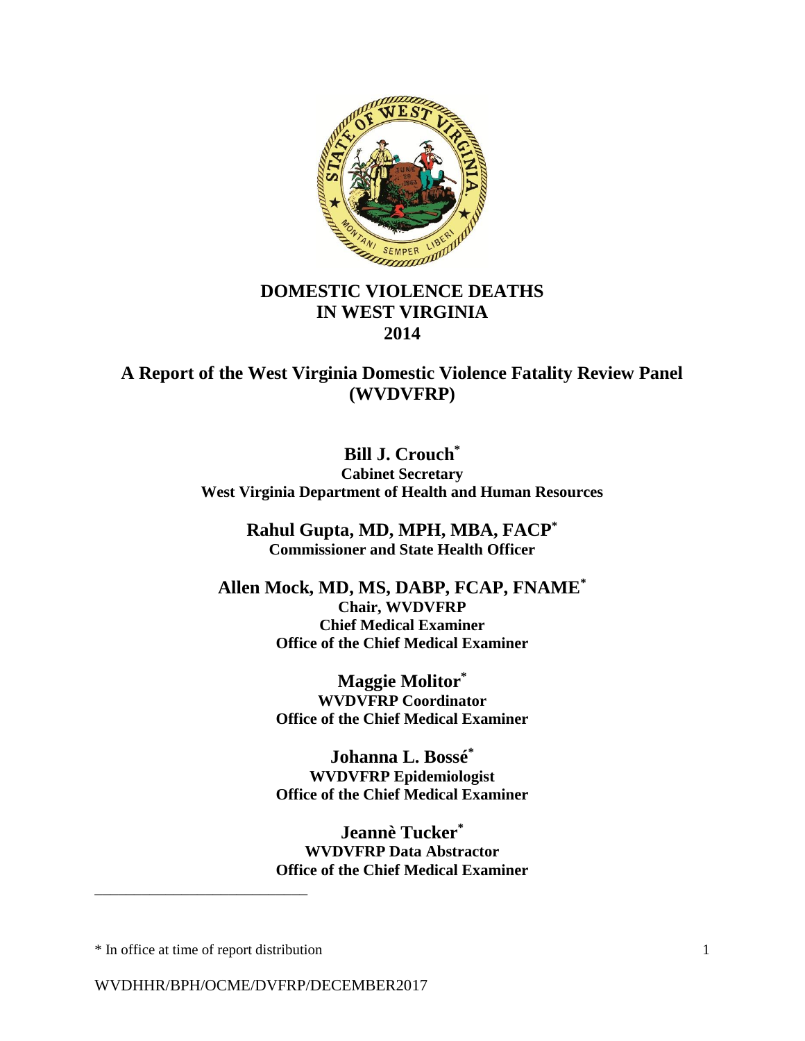# DOMESTIC VIOLENCE DEATHS IN WEST VIRGINIA 2014

## A Report of the West Virginia Domestic Violence Fatality Review Panel (WVDVFRP)

**Bill J. Crouch***
**Cabinet Secretary**
**West Virginia Department of Health and Human Resources**

**Rahul Gupta, MD, MPH, MBA, FACP***
**Commissioner and State Health Officer**

**Allen Mock, MD, MS, DABP, FCAP, FNAME***
**Chair, WVDVFRP**
**Chief Medical Examiner**
**Office of the Chief Medical Examiner**

**Maggie Molitor***
**WVDVFRP Coordinator**
**Office of the Chief Medical Examiner**

**Johanna L. Bossé***
**WVDVFRP Epidemiologist**
**Office of the Chief Medical Examiner**

**Jeannè Tucker***
**WVDVFRP Data Abstractor**
**Office of the Chief Medical Examiner**

---

\* In office at time of report distribution

WVDHHR/BPH/OCME/DVFRP/DECEMBER2017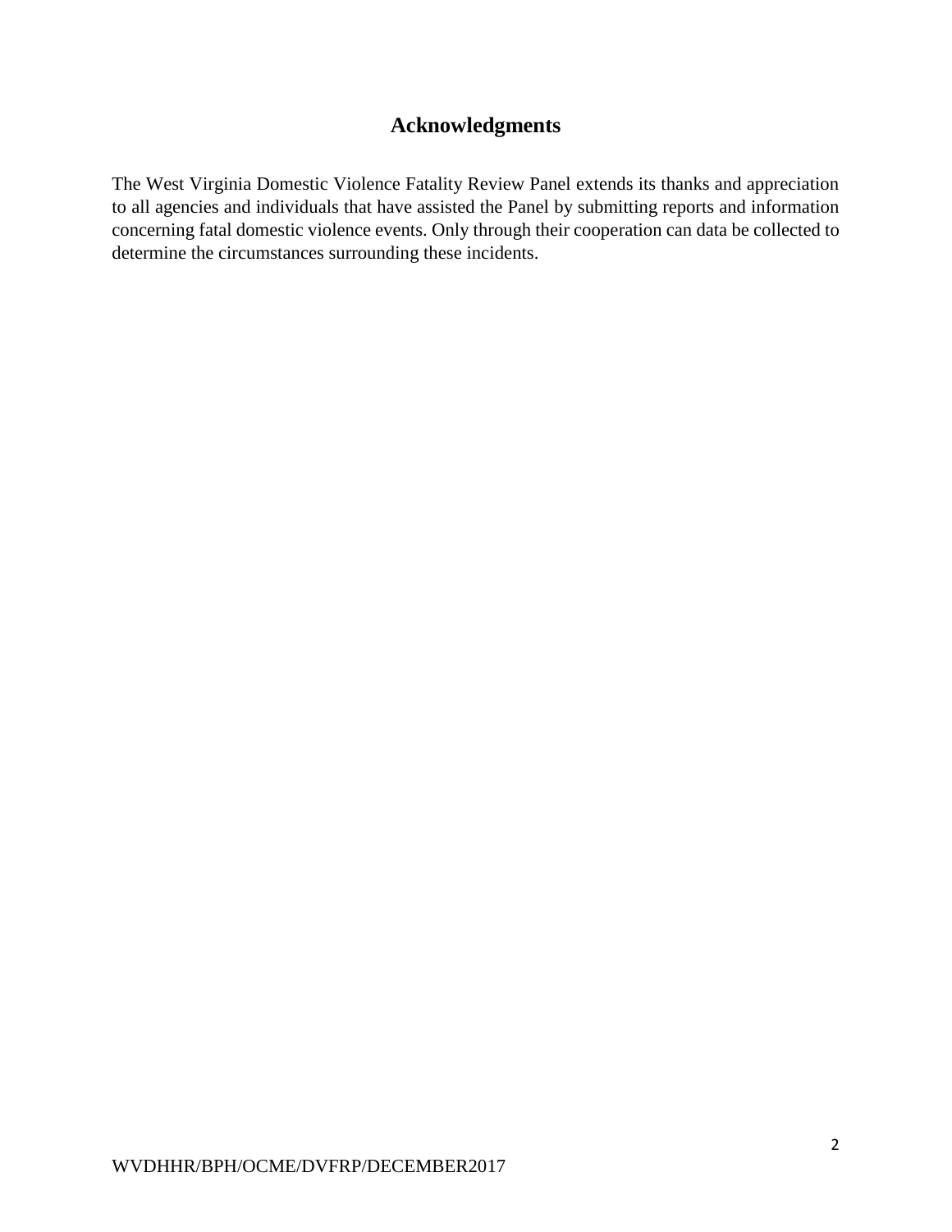## Acknowledgments

The West Virginia Domestic Violence Fatality Review Panel extends its thanks and appreciation to all agencies and individuals that have assisted the Panel by submitting reports and information concerning fatal domestic violence events. Only through their cooperation can data be collected to determine the circumstances surrounding these incidents.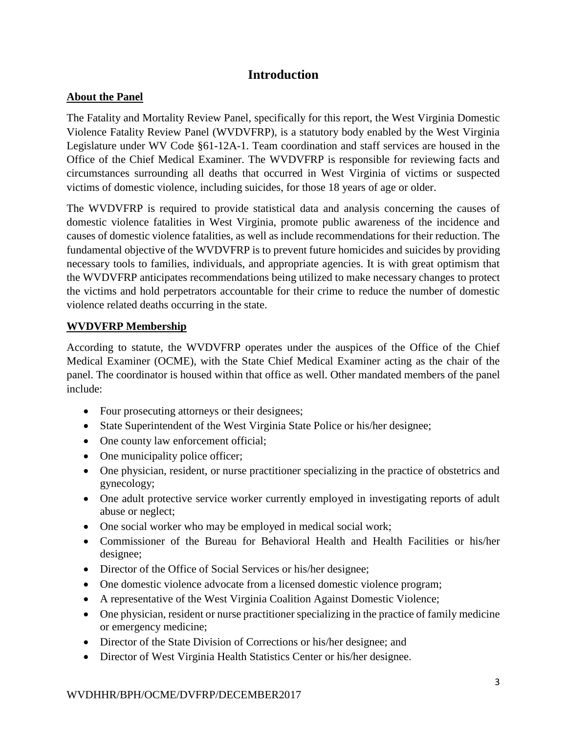# Introduction

## About the Panel

The Fatality and Mortality Review Panel, specifically for this report, the West Virginia Domestic Violence Fatality Review Panel (WVDVFRP), is a statutory body enabled by the West Virginia Legislature under WV Code §61-12A-1. Team coordination and staff services are housed in the Office of the Chief Medical Examiner. The WVDVFRP is responsible for reviewing facts and circumstances surrounding all deaths that occurred in West Virginia of victims or suspected victims of domestic violence, including suicides, for those 18 years of age or older.

The WVDVFRP is required to provide statistical data and analysis concerning the causes of domestic violence fatalities in West Virginia, promote public awareness of the incidence and causes of domestic violence fatalities, as well as include recommendations for their reduction. The fundamental objective of the WVDVFRP is to prevent future homicides and suicides by providing necessary tools to families, individuals, and appropriate agencies. It is with great optimism that the WVDVFRP anticipates recommendations being utilized to make necessary changes to protect the victims and hold perpetrators accountable for their crime to reduce the number of domestic violence related deaths occurring in the state.

## WVDVFRP Membership

According to statute, the WVDVFRP operates under the auspices of the Office of the Chief Medical Examiner (OCME), with the State Chief Medical Examiner acting as the chair of the panel. The coordinator is housed within that office as well. Other mandated members of the panel include:

- Four prosecuting attorneys or their designees;
- State Superintendent of the West Virginia State Police or his/her designee;
- One county law enforcement official;
- One municipality police officer;
- One physician, resident, or nurse practitioner specializing in the practice of obstetrics and gynecology;
- One adult protective service worker currently employed in investigating reports of adult abuse or neglect;
- One social worker who may be employed in medical social work;
- Commissioner of the Bureau for Behavioral Health and Health Facilities or his/her designee;
- Director of the Office of Social Services or his/her designee;
- One domestic violence advocate from a licensed domestic violence program;
- A representative of the West Virginia Coalition Against Domestic Violence;
- One physician, resident or nurse practitioner specializing in the practice of family medicine or emergency medicine;
- Director of the State Division of Corrections or his/her designee; and
- Director of West Virginia Health Statistics Center or his/her designee.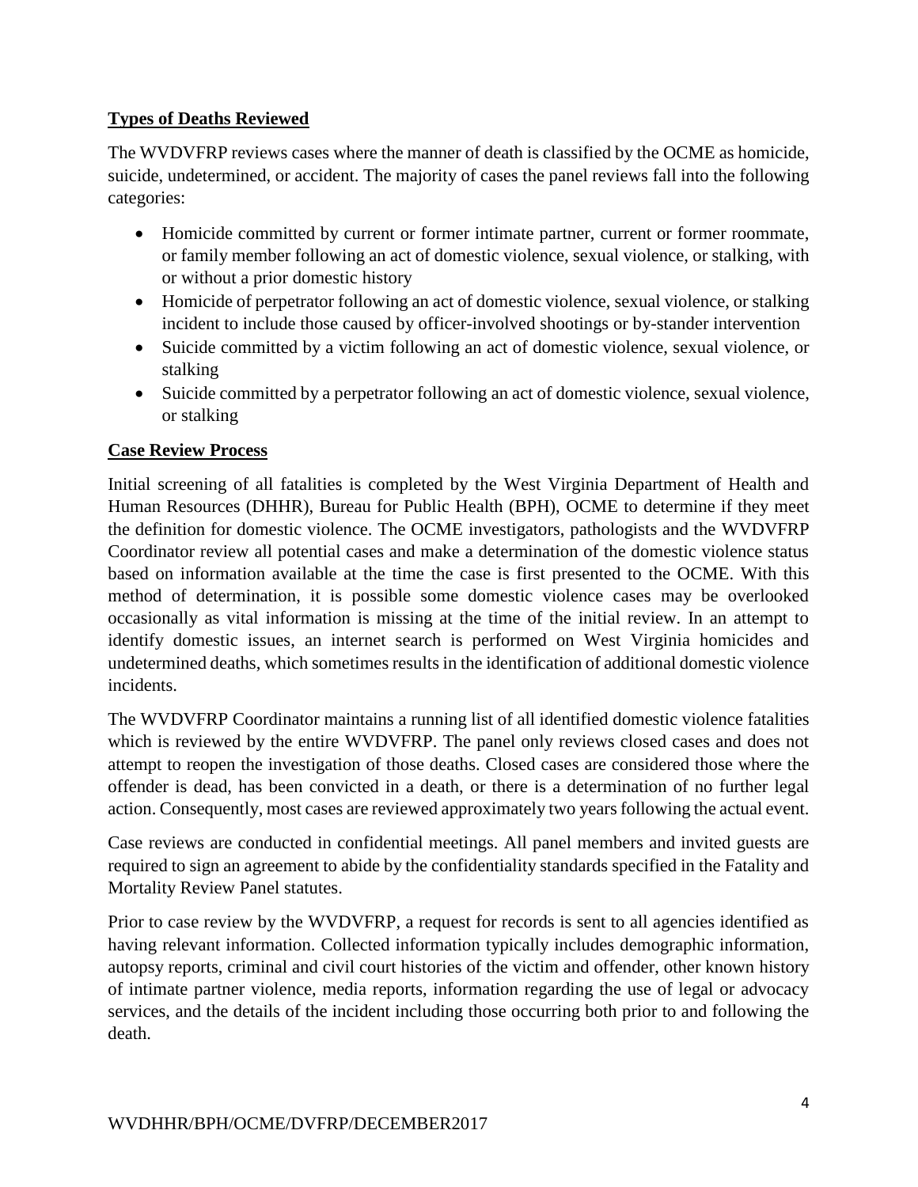## Types of Deaths Reviewed

The WVDVFRP reviews cases where the manner of death is classified by the OCME as homicide, suicide, undetermined, or accident. The majority of cases the panel reviews fall into the following categories:

- Homicide committed by current or former intimate partner, current or former roommate, or family member following an act of domestic violence, sexual violence, or stalking, with or without a prior domestic history
- Homicide of perpetrator following an act of domestic violence, sexual violence, or stalking incident to include those caused by officer-involved shootings or by-stander intervention
- Suicide committed by a victim following an act of domestic violence, sexual violence, or stalking
- Suicide committed by a perpetrator following an act of domestic violence, sexual violence, or stalking

## Case Review Process

Initial screening of all fatalities is completed by the West Virginia Department of Health and Human Resources (DHHR), Bureau for Public Health (BPH), OCME to determine if they meet the definition for domestic violence. The OCME investigators, pathologists and the WVDVFRP Coordinator review all potential cases and make a determination of the domestic violence status based on information available at the time the case is first presented to the OCME. With this method of determination, it is possible some domestic violence cases may be overlooked occasionally as vital information is missing at the time of the initial review. In an attempt to identify domestic issues, an internet search is performed on West Virginia homicides and undetermined deaths, which sometimes results in the identification of additional domestic violence incidents.

The WVDVFRP Coordinator maintains a running list of all identified domestic violence fatalities which is reviewed by the entire WVDVFRP. The panel only reviews closed cases and does not attempt to reopen the investigation of those deaths. Closed cases are considered those where the offender is dead, has been convicted in a death, or there is a determination of no further legal action. Consequently, most cases are reviewed approximately two years following the actual event.

Case reviews are conducted in confidential meetings. All panel members and invited guests are required to sign an agreement to abide by the confidentiality standards specified in the Fatality and Mortality Review Panel statutes.

Prior to case review by the WVDVFRP, a request for records is sent to all agencies identified as having relevant information. Collected information typically includes demographic information, autopsy reports, criminal and civil court histories of the victim and offender, other known history of intimate partner violence, media reports, information regarding the use of legal or advocacy services, and the details of the incident including those occurring both prior to and following the death.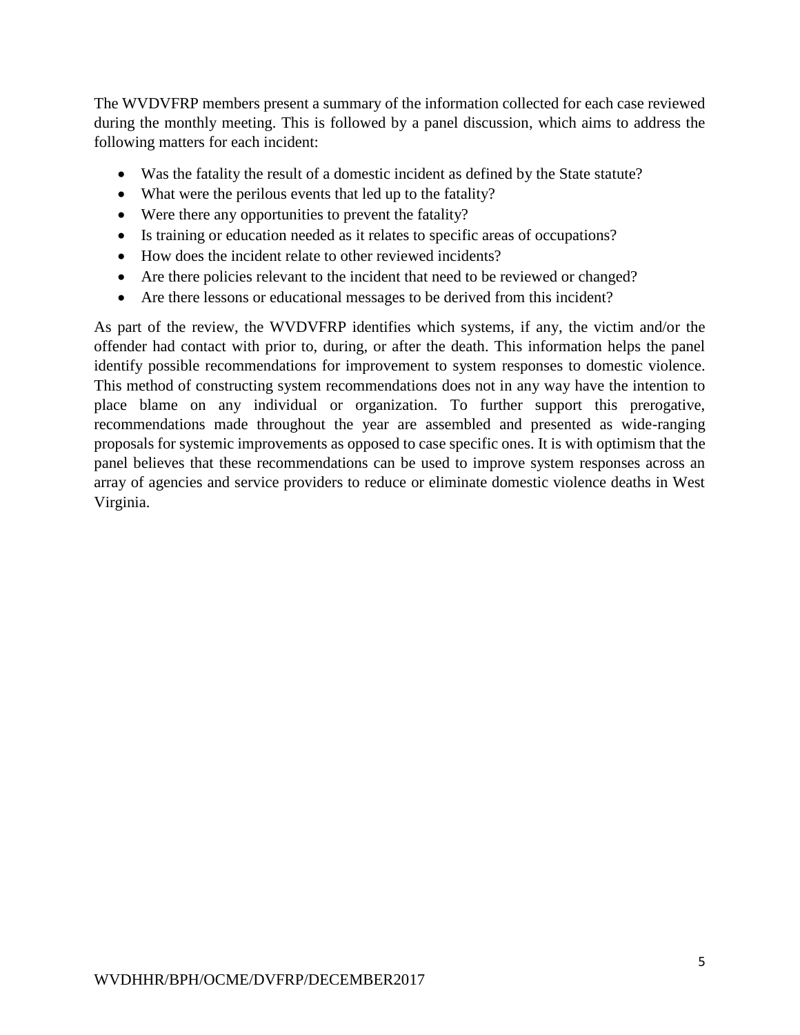The WVDVFRP members present a summary of the information collected for each case reviewed during the monthly meeting. This is followed by a panel discussion, which aims to address the following matters for each incident:

- Was the fatality the result of a domestic incident as defined by the State statute?
- What were the perilous events that led up to the fatality?
- Were there any opportunities to prevent the fatality?
- Is training or education needed as it relates to specific areas of occupations?
- How does the incident relate to other reviewed incidents?
- Are there policies relevant to the incident that need to be reviewed or changed?
- Are there lessons or educational messages to be derived from this incident?

As part of the review, the WVDVFRP identifies which systems, if any, the victim and/or the offender had contact with prior to, during, or after the death. This information helps the panel identify possible recommendations for improvement to system responses to domestic violence. This method of constructing system recommendations does not in any way have the intention to place blame on any individual or organization. To further support this prerogative, recommendations made throughout the year are assembled and presented as wide-ranging proposals for systemic improvements as opposed to case specific ones. It is with optimism that the panel believes that these recommendations can be used to improve system responses across an array of agencies and service providers to reduce or eliminate domestic violence deaths in West Virginia.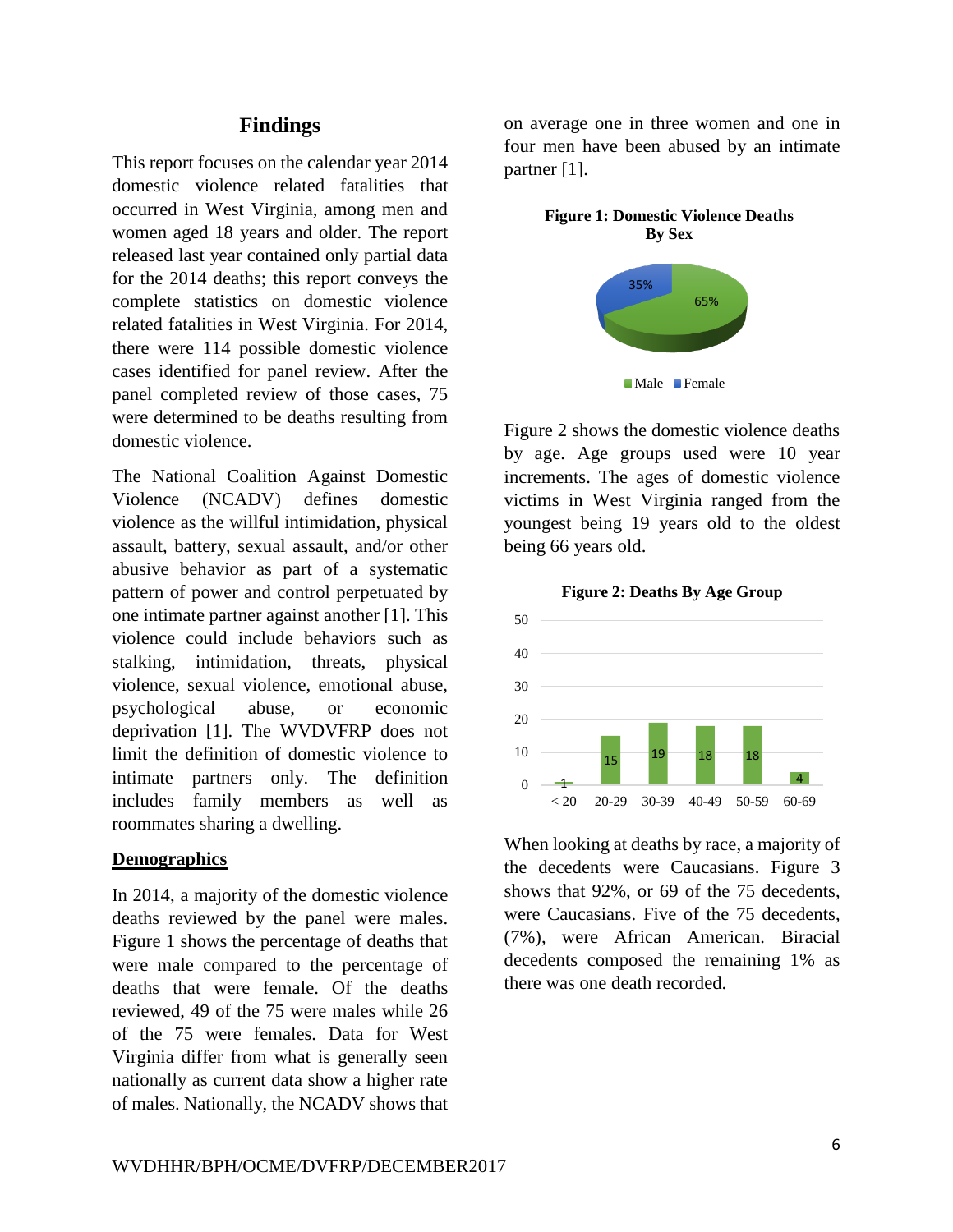## Findings

This report focuses on the calendar year 2014 domestic violence related fatalities that occurred in West Virginia, among men and women aged 18 years and older. The report released last year contained only partial data for the 2014 deaths; this report conveys the complete statistics on domestic violence related fatalities in West Virginia. For 2014, there were 114 possible domestic violence cases identified for panel review. After the panel completed review of those cases, 75 were determined to be deaths resulting from domestic violence.

The National Coalition Against Domestic Violence (NCADV) defines domestic violence as the willful intimidation, physical assault, battery, sexual assault, and/or other abusive behavior as part of a systematic pattern of power and control perpetuated by one intimate partner against another [1]. This violence could include behaviors such as stalking, intimidation, threats, physical violence, sexual violence, emotional abuse, psychological abuse, or economic deprivation [1]. The WVDVFRP does not limit the definition of domestic violence to intimate partners only. The definition includes family members as well as roommates sharing a dwelling.

### Demographics

In 2014, a majority of the domestic violence deaths reviewed by the panel were males. Figure 1 shows the percentage of deaths that were male compared to the percentage of deaths that were female. Of the deaths reviewed, 49 of the 75 were males while 26 of the 75 were females. Data for West Virginia differ from what is generally seen nationally as current data show a higher rate of males. Nationally, the NCADV shows that on average one in three women and one in four men have been abused by an intimate partner [1].

**Figure 1: Domestic Violence Deaths By Sex**

| Sex | Percent |
|---|---|
| Male | 65% |
| Female | 35% |

Figure 2 shows the domestic violence deaths by age. Age groups used were 10 year increments. The ages of domestic violence victims in West Virginia ranged from the youngest being 19 years old to the oldest being 66 years old.

**Figure 2: Deaths By Age Group**

| Age Group | Deaths |
|---|---|
| < 20 | 1 |
| 20-29 | 15 |
| 30-39 | 19 |
| 40-49 | 18 |
| 50-59 | 18 |
| 60-69 | 4 |

When looking at deaths by race, a majority of the decedents were Caucasians. Figure 3 shows that 92%, or 69 of the 75 decedents, were Caucasians. Five of the 75 decedents, (7%), were African American. Biracial decedents composed the remaining 1% as there was one death recorded.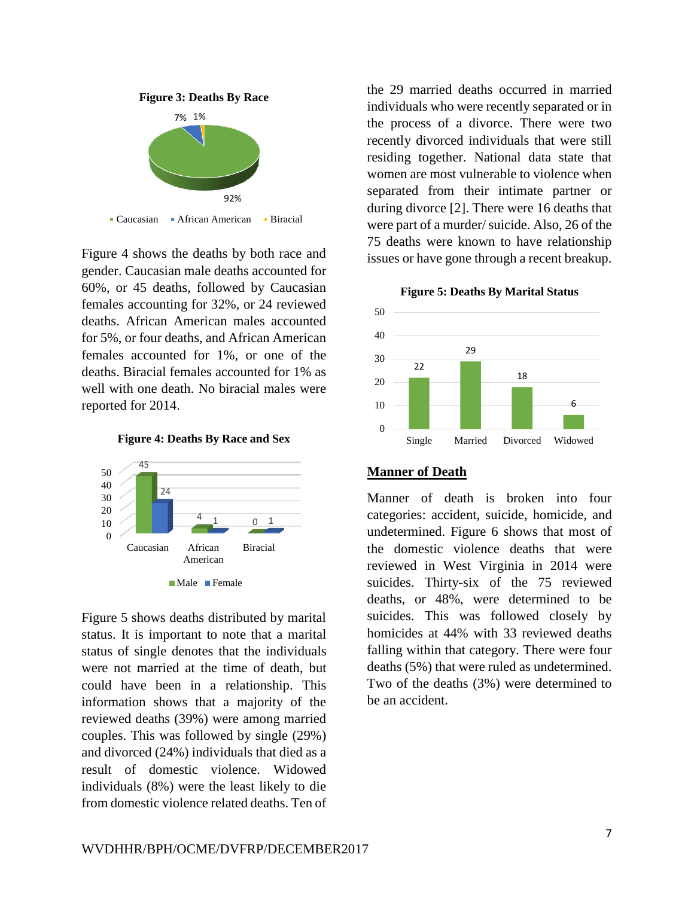**Figure 3: Deaths By Race**

Figure 4 shows the deaths by both race and gender. Caucasian male deaths accounted for 60%, or 45 deaths, followed by Caucasian females accounting for 32%, or 24 reviewed deaths. African American males accounted for 5%, or four deaths, and African American females accounted for 1%, or one of the deaths. Biracial females accounted for 1% as well with one death. No biracial males were reported for 2014.

**Figure 4: Deaths By Race and Sex**

Figure 5 shows deaths distributed by marital status. It is important to note that a marital status of single denotes that the individuals were not married at the time of death, but could have been in a relationship. This information shows that a majority of the reviewed deaths (39%) were among married couples. This was followed by single (29%) and divorced (24%) individuals that died as a result of domestic violence. Widowed individuals (8%) were the least likely to die from domestic violence related deaths. Ten of the 29 married deaths occurred in married individuals who were recently separated or in the process of a divorce. There were two recently divorced individuals that were still residing together. National data state that women are most vulnerable to violence when separated from their intimate partner or during divorce [2]. There were 16 deaths that were part of a murder/ suicide. Also, 26 of the 75 deaths were known to have relationship issues or have gone through a recent breakup.

**Figure 5: Deaths By Marital Status**

## Manner of Death

Manner of death is broken into four categories: accident, suicide, homicide, and undetermined. Figure 6 shows that most of the domestic violence deaths that were reviewed in West Virginia in 2014 were suicides. Thirty-six of the 75 reviewed deaths, or 48%, were determined to be suicides. This was followed closely by homicides at 44% with 33 reviewed deaths falling within that category. There were four deaths (5%) that were ruled as undetermined. Two of the deaths (3%) were determined to be an accident.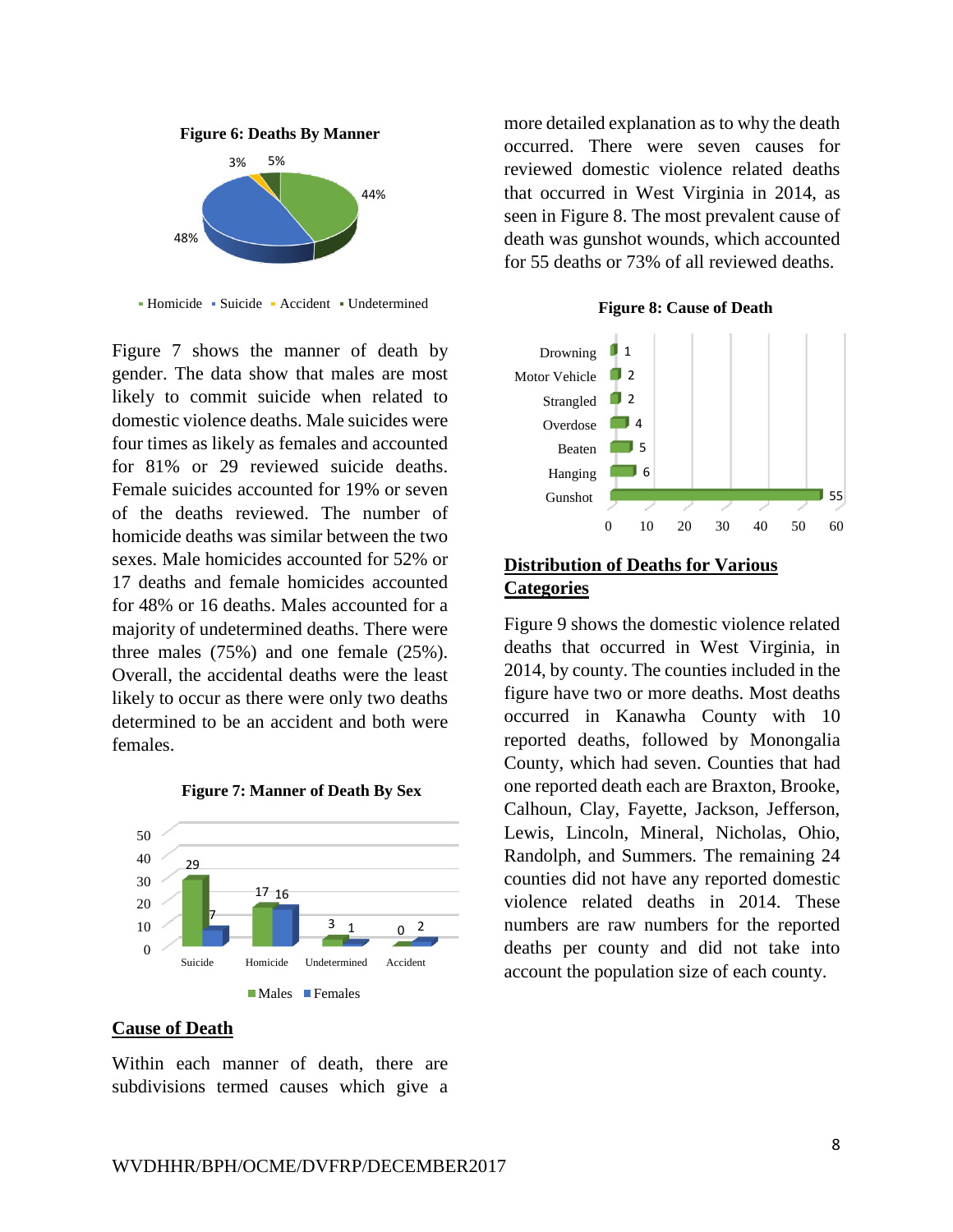**Figure 6: Deaths By Manner**

| Manner | Percent |
|---|---|
| Homicide | 44% |
| Suicide | 48% |
| Accident | 3% |
| Undetermined | 5% |

Figure 7 shows the manner of death by gender. The data show that males are most likely to commit suicide when related to domestic violence deaths. Male suicides were four times as likely as females and accounted for 81% or 29 reviewed suicide deaths. Female suicides accounted for 19% or seven of the deaths reviewed. The number of homicide deaths was similar between the two sexes. Male homicides accounted for 52% or 17 deaths and female homicides accounted for 48% or 16 deaths. Males accounted for a majority of undetermined deaths. There were three males (75%) and one female (25%). Overall, the accidental deaths were the least likely to occur as there were only two deaths determined to be an accident and both were females.

**Figure 7: Manner of Death By Sex**

| | Males | Females |
|---|---|---|
| Suicide | 29 | 7 |
| Homicide | 17 | 16 |
| Undetermined | 3 | 1 |
| Accident | 0 | 2 |

## Cause of Death

Within each manner of death, there are subdivisions termed causes which give a more detailed explanation as to why the death occurred. There were seven causes for reviewed domestic violence related deaths that occurred in West Virginia in 2014, as seen in Figure 8. The most prevalent cause of death was gunshot wounds, which accounted for 55 deaths or 73% of all reviewed deaths.

**Figure 8: Cause of Death**

| Cause | Deaths |
|---|---|
| Drowning | 1 |
| Motor Vehicle | 2 |
| Strangled | 2 |
| Overdose | 4 |
| Beaten | 5 |
| Hanging | 6 |
| Gunshot | 55 |

## Distribution of Deaths for Various Categories

Figure 9 shows the domestic violence related deaths that occurred in West Virginia, in 2014, by county. The counties included in the figure have two or more deaths. Most deaths occurred in Kanawha County with 10 reported deaths, followed by Monongalia County, which had seven. Counties that had one reported death each are Braxton, Brooke, Calhoun, Clay, Fayette, Jackson, Jefferson, Lewis, Lincoln, Mineral, Nicholas, Ohio, Randolph, and Summers. The remaining 24 counties did not have any reported domestic violence related deaths in 2014. These numbers are raw numbers for the reported deaths per county and did not take into account the population size of each county.

WVDHHR/BPH/OCME/DVFRP/DECEMBER2017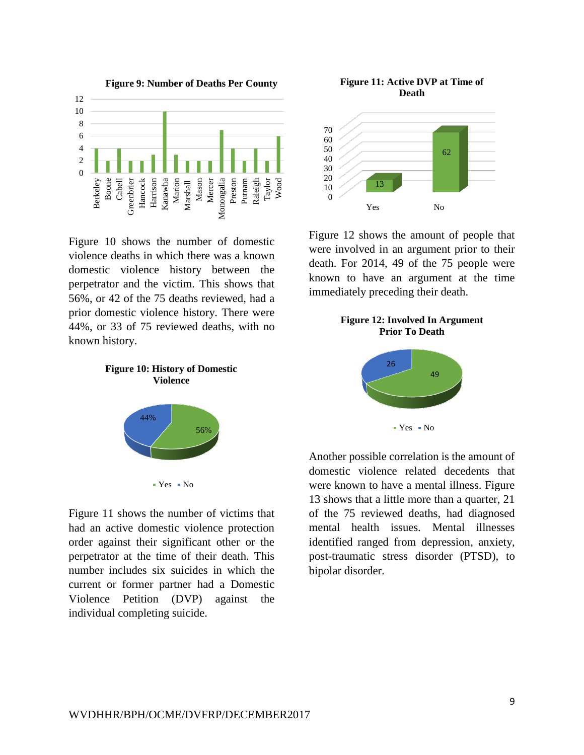**Figure 9: Number of Deaths Per County**

| County | Deaths |
|---|---|
| Berkeley | 4 |
| Boone | 2 |
| Cabell | 4 |
| Greenbrier | 2 |
| Hancock | 2 |
| Harrison | 3 |
| Kanawha | 10 |
| Marion | 3 |
| Marshall | 2 |
| Mason | 2 |
| Mercer | 2 |
| Monongalia | 7 |
| Preston | 4 |
| Putnam | 2 |
| Raleigh | 4 |
| Taylor | 2 |
| Wood | 6 |

Figure 10 shows the number of domestic violence deaths in which there was a known domestic violence history between the perpetrator and the victim. This shows that 56%, or 42 of the 75 deaths reviewed, had a prior domestic violence history. There were 44%, or 33 of 75 reviewed deaths, with no known history.

**Figure 10: History of Domestic Violence**

| Yes | No |
|---|---|
| 56% | 44% |

Figure 11 shows the number of victims that had an active domestic violence protection order against their significant other or the perpetrator at the time of their death. This number includes six suicides in which the current or former partner had a Domestic Violence Petition (DVP) against the individual completing suicide.

**Figure 11: Active DVP at Time of Death**

| Yes | No |
|---|---|
| 13 | 62 |

Figure 12 shows the amount of people that were involved in an argument prior to their death. For 2014, 49 of the 75 people were known to have an argument at the time immediately preceding their death.

**Figure 12: Involved In Argument Prior To Death**

| Yes | No |
|---|---|
| 49 | 26 |

Another possible correlation is the amount of domestic violence related decedents that were known to have a mental illness. Figure 13 shows that a little more than a quarter, 21 of the 75 reviewed deaths, had diagnosed mental health issues. Mental illnesses identified ranged from depression, anxiety, post-traumatic stress disorder (PTSD), to bipolar disorder.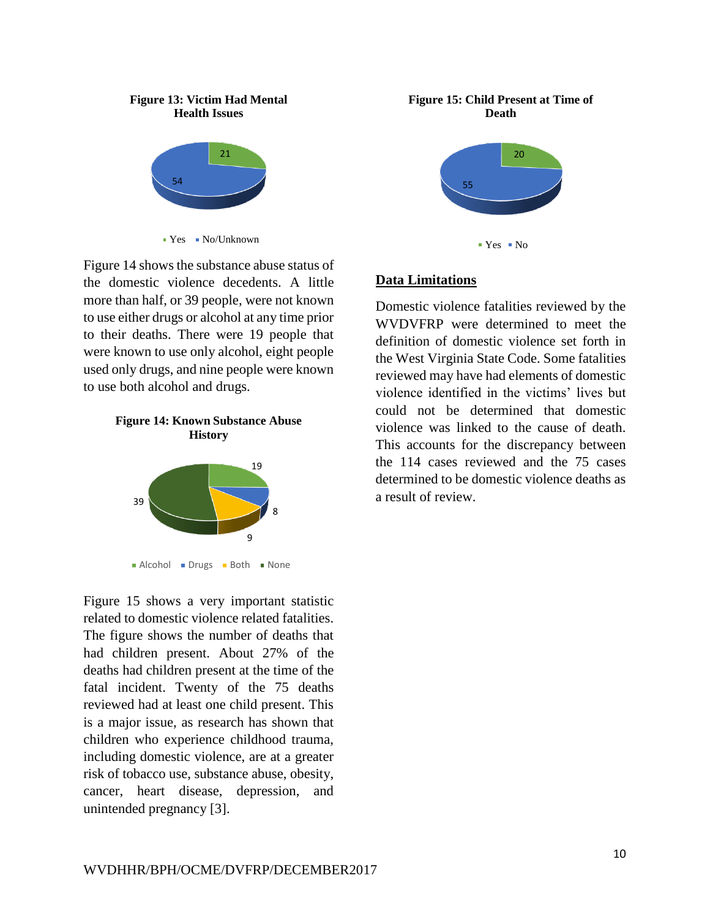**Figure 13: Victim Had Mental Health Issues**

Figure 14 shows the substance abuse status of the domestic violence decedents. A little more than half, or 39 people, were not known to use either drugs or alcohol at any time prior to their deaths. There were 19 people that were known to use only alcohol, eight people used only drugs, and nine people were known to use both alcohol and drugs.

**Figure 14: Known Substance Abuse History**

Figure 15 shows a very important statistic related to domestic violence related fatalities. The figure shows the number of deaths that had children present. About 27% of the deaths had children present at the time of the fatal incident. Twenty of the 75 deaths reviewed had at least one child present. This is a major issue, as research has shown that children who experience childhood trauma, including domestic violence, are at a greater risk of tobacco use, substance abuse, obesity, cancer, heart disease, depression, and unintended pregnancy [3].

**Figure 15: Child Present at Time of Death**

## Data Limitations

Domestic violence fatalities reviewed by the WVDVFRP were determined to meet the definition of domestic violence set forth in the West Virginia State Code. Some fatalities reviewed may have had elements of domestic violence identified in the victims' lives but could not be determined that domestic violence was linked to the cause of death. This accounts for the discrepancy between the 114 cases reviewed and the 75 cases determined to be domestic violence deaths as a result of review.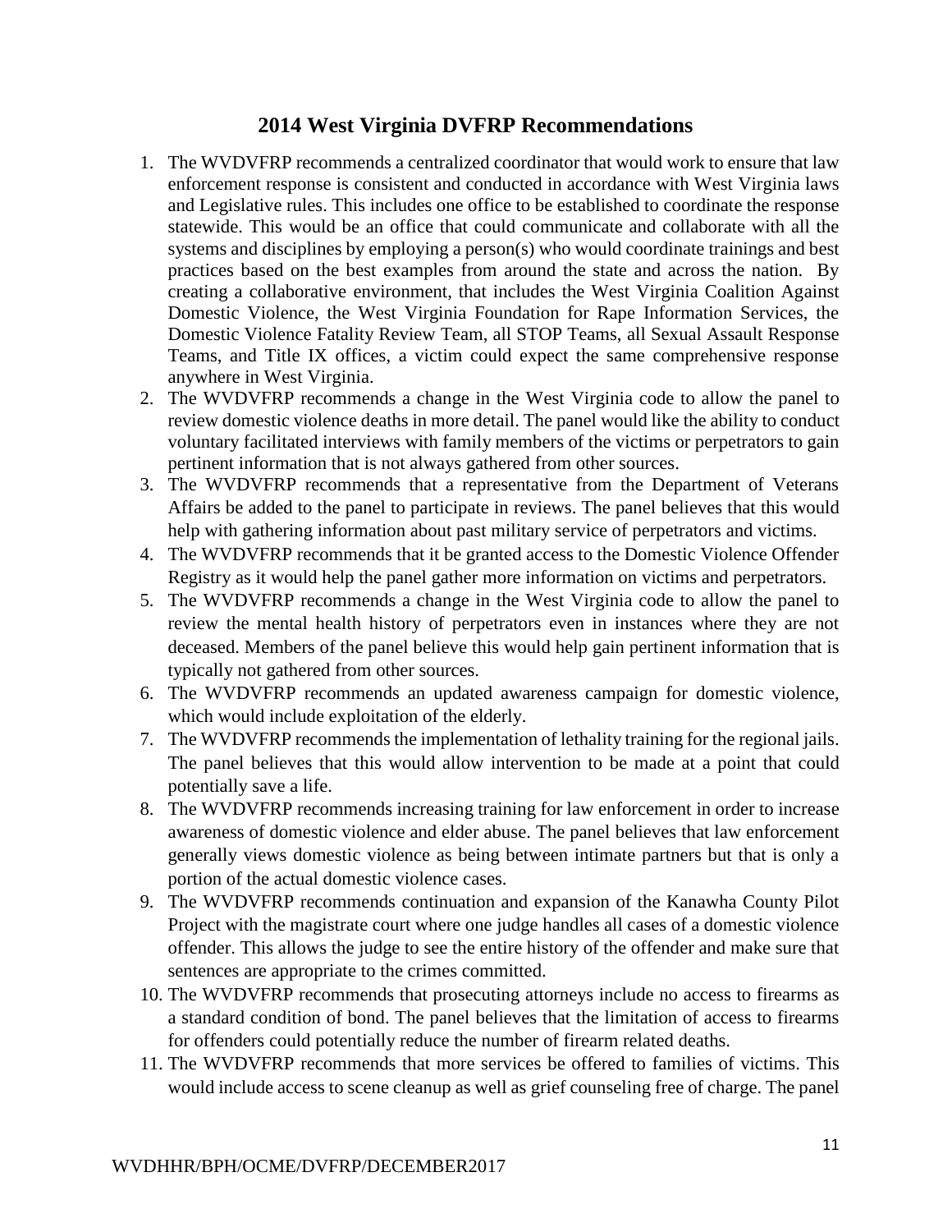## 2014 West Virginia DVFRP Recommendations

1. The WVDVFRP recommends a centralized coordinator that would work to ensure that law enforcement response is consistent and conducted in accordance with West Virginia laws and Legislative rules. This includes one office to be established to coordinate the response statewide. This would be an office that could communicate and collaborate with all the systems and disciplines by employing a person(s) who would coordinate trainings and best practices based on the best examples from around the state and across the nation. By creating a collaborative environment, that includes the West Virginia Coalition Against Domestic Violence, the West Virginia Foundation for Rape Information Services, the Domestic Violence Fatality Review Team, all STOP Teams, all Sexual Assault Response Teams, and Title IX offices, a victim could expect the same comprehensive response anywhere in West Virginia.
2. The WVDVFRP recommends a change in the West Virginia code to allow the panel to review domestic violence deaths in more detail. The panel would like the ability to conduct voluntary facilitated interviews with family members of the victims or perpetrators to gain pertinent information that is not always gathered from other sources.
3. The WVDVFRP recommends that a representative from the Department of Veterans Affairs be added to the panel to participate in reviews. The panel believes that this would help with gathering information about past military service of perpetrators and victims.
4. The WVDVFRP recommends that it be granted access to the Domestic Violence Offender Registry as it would help the panel gather more information on victims and perpetrators.
5. The WVDVFRP recommends a change in the West Virginia code to allow the panel to review the mental health history of perpetrators even in instances where they are not deceased. Members of the panel believe this would help gain pertinent information that is typically not gathered from other sources.
6. The WVDVFRP recommends an updated awareness campaign for domestic violence, which would include exploitation of the elderly.
7. The WVDVFRP recommends the implementation of lethality training for the regional jails. The panel believes that this would allow intervention to be made at a point that could potentially save a life.
8. The WVDVFRP recommends increasing training for law enforcement in order to increase awareness of domestic violence and elder abuse. The panel believes that law enforcement generally views domestic violence as being between intimate partners but that is only a portion of the actual domestic violence cases.
9. The WVDVFRP recommends continuation and expansion of the Kanawha County Pilot Project with the magistrate court where one judge handles all cases of a domestic violence offender. This allows the judge to see the entire history of the offender and make sure that sentences are appropriate to the crimes committed.
10. The WVDVFRP recommends that prosecuting attorneys include no access to firearms as a standard condition of bond. The panel believes that the limitation of access to firearms for offenders could potentially reduce the number of firearm related deaths.
11. The WVDVFRP recommends that more services be offered to families of victims. This would include access to scene cleanup as well as grief counseling free of charge. The panel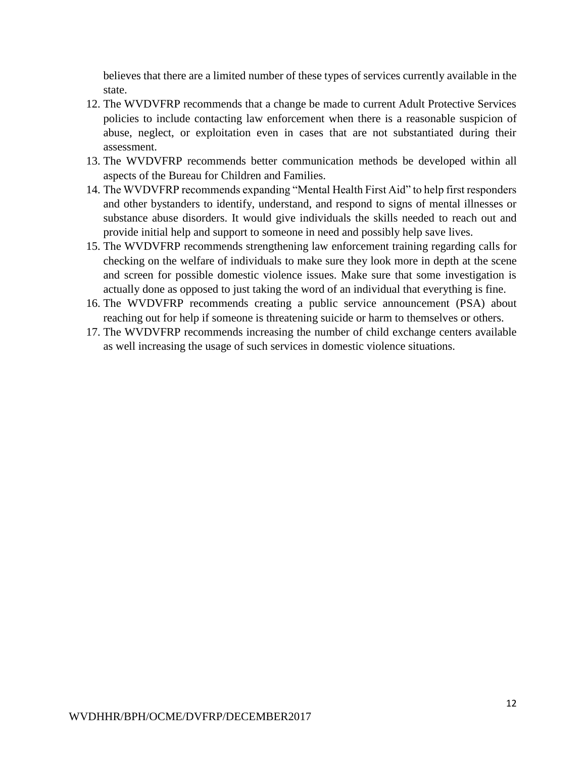believes that there are a limited number of these types of services currently available in the state.

12. The WVDVFRP recommends that a change be made to current Adult Protective Services policies to include contacting law enforcement when there is a reasonable suspicion of abuse, neglect, or exploitation even in cases that are not substantiated during their assessment.
13. The WVDVFRP recommends better communication methods be developed within all aspects of the Bureau for Children and Families.
14. The WVDVFRP recommends expanding "Mental Health First Aid" to help first responders and other bystanders to identify, understand, and respond to signs of mental illnesses or substance abuse disorders. It would give individuals the skills needed to reach out and provide initial help and support to someone in need and possibly help save lives.
15. The WVDVFRP recommends strengthening law enforcement training regarding calls for checking on the welfare of individuals to make sure they look more in depth at the scene and screen for possible domestic violence issues. Make sure that some investigation is actually done as opposed to just taking the word of an individual that everything is fine.
16. The WVDVFRP recommends creating a public service announcement (PSA) about reaching out for help if someone is threatening suicide or harm to themselves or others.
17. The WVDVFRP recommends increasing the number of child exchange centers available as well increasing the usage of such services in domestic violence situations.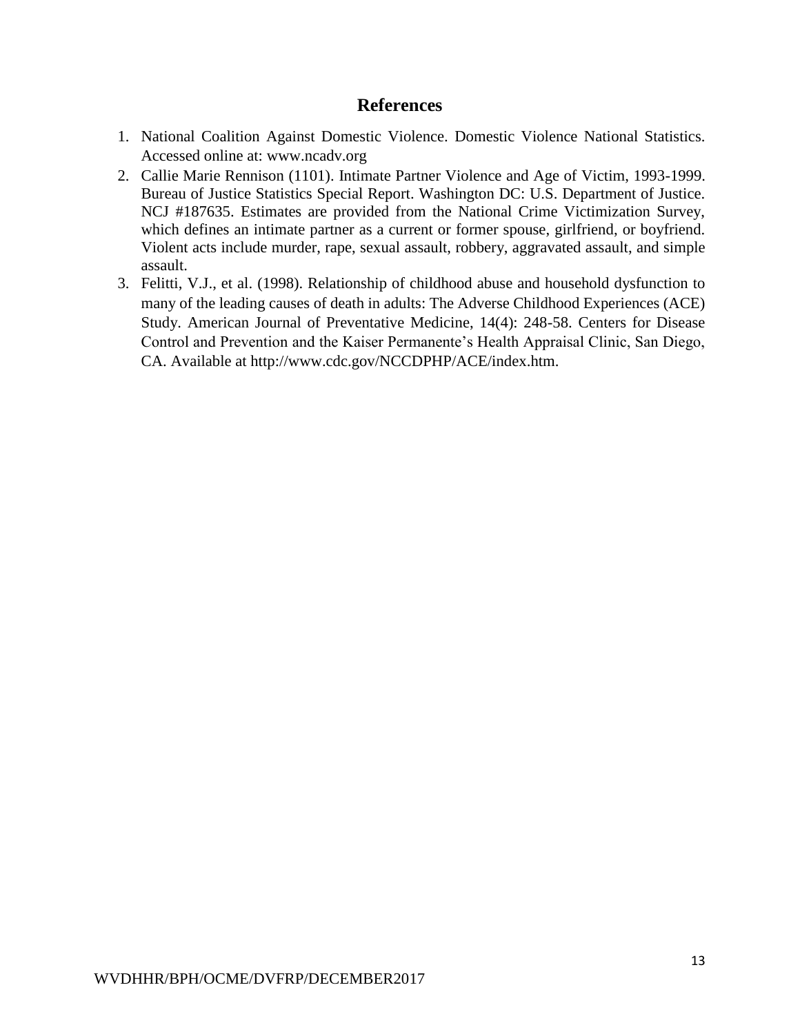## References

1. National Coalition Against Domestic Violence. Domestic Violence National Statistics. Accessed online at: www.ncadv.org
2. Callie Marie Rennison (1101). Intimate Partner Violence and Age of Victim, 1993-1999. Bureau of Justice Statistics Special Report. Washington DC: U.S. Department of Justice. NCJ #187635. Estimates are provided from the National Crime Victimization Survey, which defines an intimate partner as a current or former spouse, girlfriend, or boyfriend. Violent acts include murder, rape, sexual assault, robbery, aggravated assault, and simple assault.
3. Felitti, V.J., et al. (1998). Relationship of childhood abuse and household dysfunction to many of the leading causes of death in adults: The Adverse Childhood Experiences (ACE) Study. American Journal of Preventative Medicine, 14(4): 248-58. Centers for Disease Control and Prevention and the Kaiser Permanente's Health Appraisal Clinic, San Diego, CA. Available at http://www.cdc.gov/NCCDPHP/ACE/index.htm.